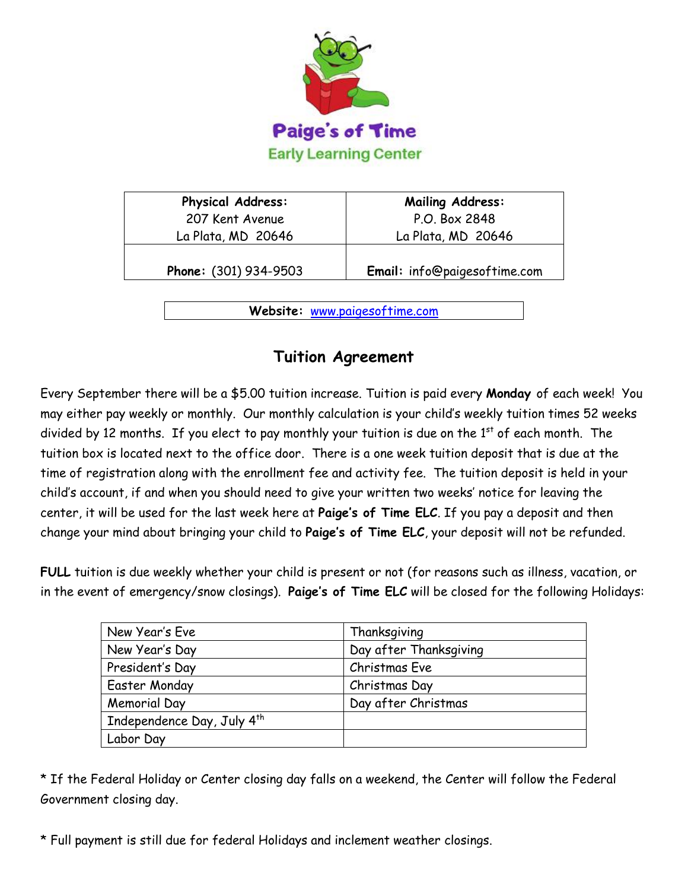# Paige's of Time
## Early Learning Center

| **Physical Address:** 207 Kent Avenue La Plata, MD 20646 | **Mailing Address:** P.O. Box 2848 La Plata, MD 20646 |
|---|---|
| **Phone:** (301) 934-9503 | **Email:** info@paigesoftime.com |

**Website:** [www.paigesoftime.com](http://www.paigesoftime.com)

## Tuition Agreement

Every September there will be a $5.00 tuition increase. Tuition is paid every **Monday** of each week! You may either pay weekly or monthly. Our monthly calculation is your child's weekly tuition times 52 weeks divided by 12 months. If you elect to pay monthly your tuition is due on the 1st of each month. The tuition box is located next to the office door. There is a one week tuition deposit that is due at the time of registration along with the enrollment fee and activity fee. The tuition deposit is held in your child's account, if and when you should need to give your written two weeks' notice for leaving the center, it will be used for the last week here at **Paige's of Time ELC**. If you pay a deposit and then change your mind about bringing your child to **Paige's of Time ELC**, your deposit will not be refunded.

**FULL** tuition is due weekly whether your child is present or not (for reasons such as illness, vacation, or in the event of emergency/snow closings). **Paige's of Time ELC** will be closed for the following Holidays:

| | |
|---|---|
| New Year's Eve | Thanksgiving |
| New Year's Day | Day after Thanksgiving |
| President's Day | Christmas Eve |
| Easter Monday | Christmas Day |
| Memorial Day | Day after Christmas |
| Independence Day, July 4th | |
| Labor Day | |

* If the Federal Holiday or Center closing day falls on a weekend, the Center will follow the Federal Government closing day.

* Full payment is still due for federal Holidays and inclement weather closings.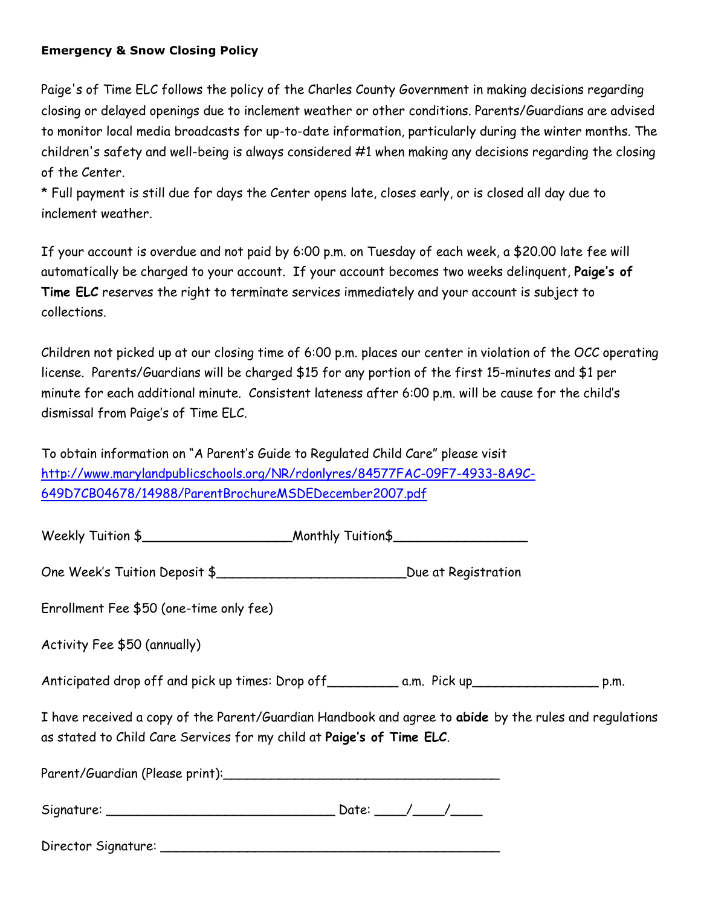**Emergency & Snow Closing Policy**

Paige's of Time ELC follows the policy of the Charles County Government in making decisions regarding closing or delayed openings due to inclement weather or other conditions. Parents/Guardians are advised to monitor local media broadcasts for up-to-date information, particularly during the winter months. The children's safety and well-being is always considered #1 when making any decisions regarding the closing of the Center.

* Full payment is still due for days the Center opens late, closes early, or is closed all day due to inclement weather.

If your account is overdue and not paid by 6:00 p.m. on Tuesday of each week, a $20.00 late fee will automatically be charged to your account. If your account becomes two weeks delinquent, **Paige's of Time ELC** reserves the right to terminate services immediately and your account is subject to collections.

Children not picked up at our closing time of 6:00 p.m. places our center in violation of the OCC operating license. Parents/Guardians will be charged $15 for any portion of the first 15-minutes and $1 per minute for each additional minute. Consistent lateness after 6:00 p.m. will be cause for the child's dismissal from Paige's of Time ELC.

To obtain information on "A Parent's Guide to Regulated Child Care" please visit [http://www.marylandpublicschools.org/NR/rdonlyres/84577FAC-09F7-4933-8A9C-649D7CB04678/14988/ParentBrochureMSDEDecember2007.pdf](http://www.marylandpublicschools.org/NR/rdonlyres/84577FAC-09F7-4933-8A9C-649D7CB04678/14988/ParentBrochureMSDEDecember2007.pdf)

Weekly Tuition $___________________Monthly Tuition$_________________

One Week's Tuition Deposit $________________________Due at Registration

Enrollment Fee $50 (one-time only fee)

Activity Fee $50 (annually)

Anticipated drop off and pick up times: Drop off_________ a.m. Pick up________________ p.m.

I have received a copy of the Parent/Guardian Handbook and agree to **abide** by the rules and regulations as stated to Child Care Services for my child at **Paige's of Time ELC**.

Parent/Guardian (Please print):___________________________________

Signature: _____________________________ Date: ____/____/____

Director Signature: ___________________________________________